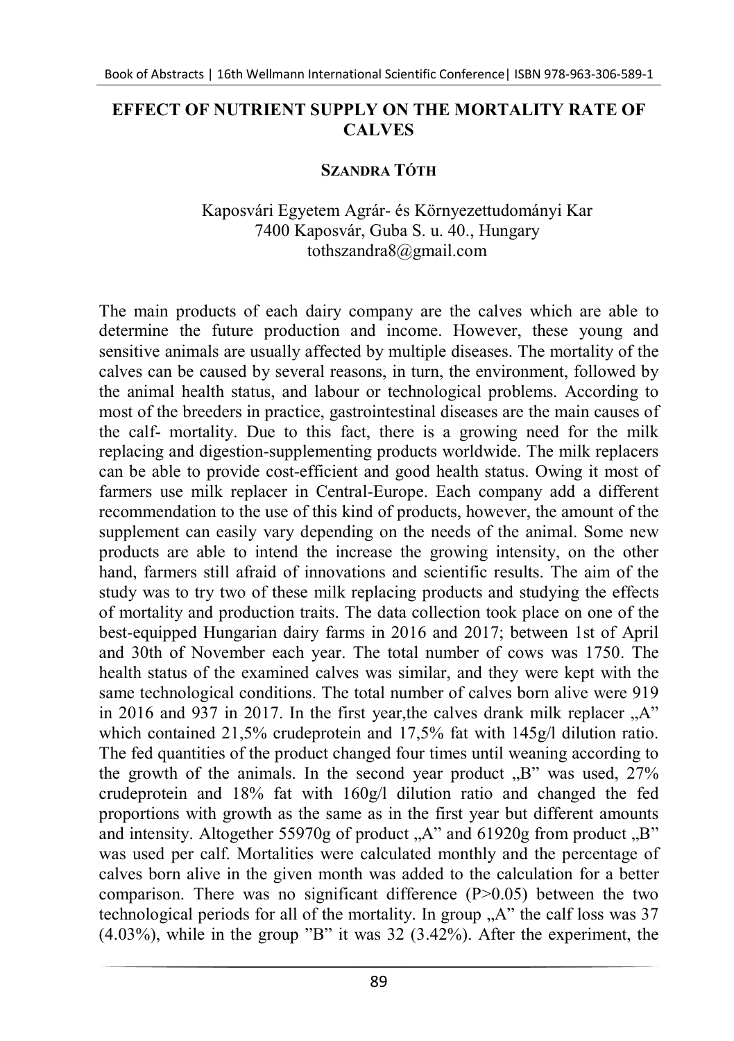# EFFECT OF NUTRIENT SUPPLY ON THE MORTALITY RATE OF CALVES

**SZANDRA TÓTH**

Kaposvári Egyetem Agrár- és Környezettudományi Kar
7400 Kaposvár, Guba S. u. 40., Hungary
tothszandra8@gmail.com

The main products of each dairy company are the calves which are able to determine the future production and income. However, these young and sensitive animals are usually affected by multiple diseases. The mortality of the calves can be caused by several reasons, in turn, the environment, followed by the animal health status, and labour or technological problems. According to most of the breeders in practice, gastrointestinal diseases are the main causes of the calf- mortality. Due to this fact, there is a growing need for the milk replacing and digestion-supplementing products worldwide. The milk replacers can be able to provide cost-efficient and good health status. Owing it most of farmers use milk replacer in Central-Europe. Each company add a different recommendation to the use of this kind of products, however, the amount of the supplement can easily vary depending on the needs of the animal. Some new products are able to intend the increase the growing intensity, on the other hand, farmers still afraid of innovations and scientific results. The aim of the study was to try two of these milk replacing products and studying the effects of mortality and production traits. The data collection took place on one of the best-equipped Hungarian dairy farms in 2016 and 2017; between 1st of April and 30th of November each year. The total number of cows was 1750. The health status of the examined calves was similar, and they were kept with the same technological conditions. The total number of calves born alive were 919 in 2016 and 937 in 2017. In the first year,the calves drank milk replacer „A" which contained 21,5% crudeprotein and 17,5% fat with 145g/l dilution ratio. The fed quantities of the product changed four times until weaning according to the growth of the animals. In the second year product „B" was used, 27% crudeprotein and 18% fat with 160g/l dilution ratio and changed the fed proportions with growth as the same as in the first year but different amounts and intensity. Altogether 55970g of product „A" and 61920g from product „B" was used per calf. Mortalities were calculated monthly and the percentage of calves born alive in the given month was added to the calculation for a better comparison. There was no significant difference ($P>0.05$) between the two technological periods for all of the mortality. In group „A" the calf loss was 37 (4.03%), while in the group "B" it was 32 (3.42%). After the experiment, the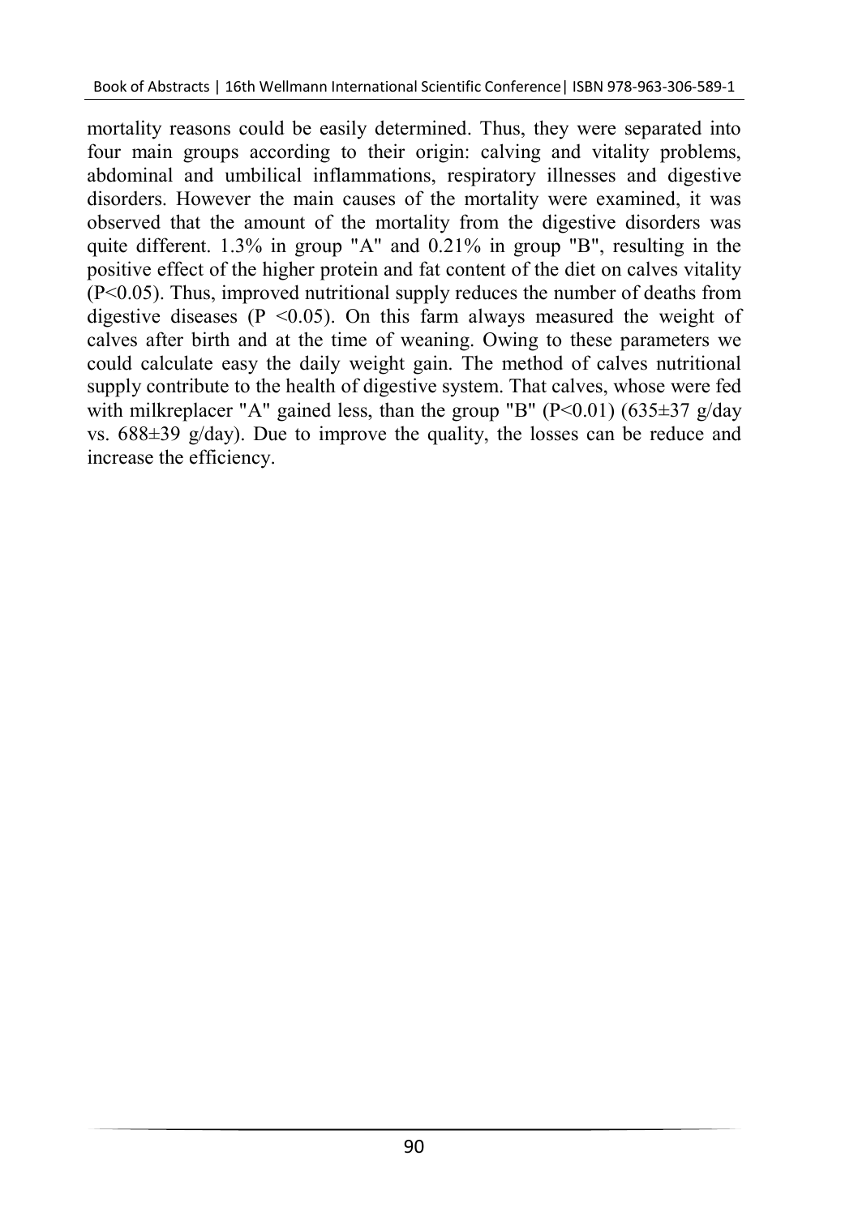mortality reasons could be easily determined. Thus, they were separated into four main groups according to their origin: calving and vitality problems, abdominal and umbilical inflammations, respiratory illnesses and digestive disorders. However the main causes of the mortality were examined, it was observed that the amount of the mortality from the digestive disorders was quite different. 1.3% in group "A" and 0.21% in group "B", resulting in the positive effect of the higher protein and fat content of the diet on calves vitality ($P<0.05$). Thus, improved nutritional supply reduces the number of deaths from digestive diseases ($P<0.05$). On this farm always measured the weight of calves after birth and at the time of weaning. Owing to these parameters we could calculate easy the daily weight gain. The method of calves nutritional supply contribute to the health of digestive system. That calves, whose were fed with milkreplacer "A" gained less, than the group "B" ($P<0.01$) ($635\pm37$ g/day vs. $688\pm39$ g/day). Due to improve the quality, the losses can be reduce and increase the efficiency.